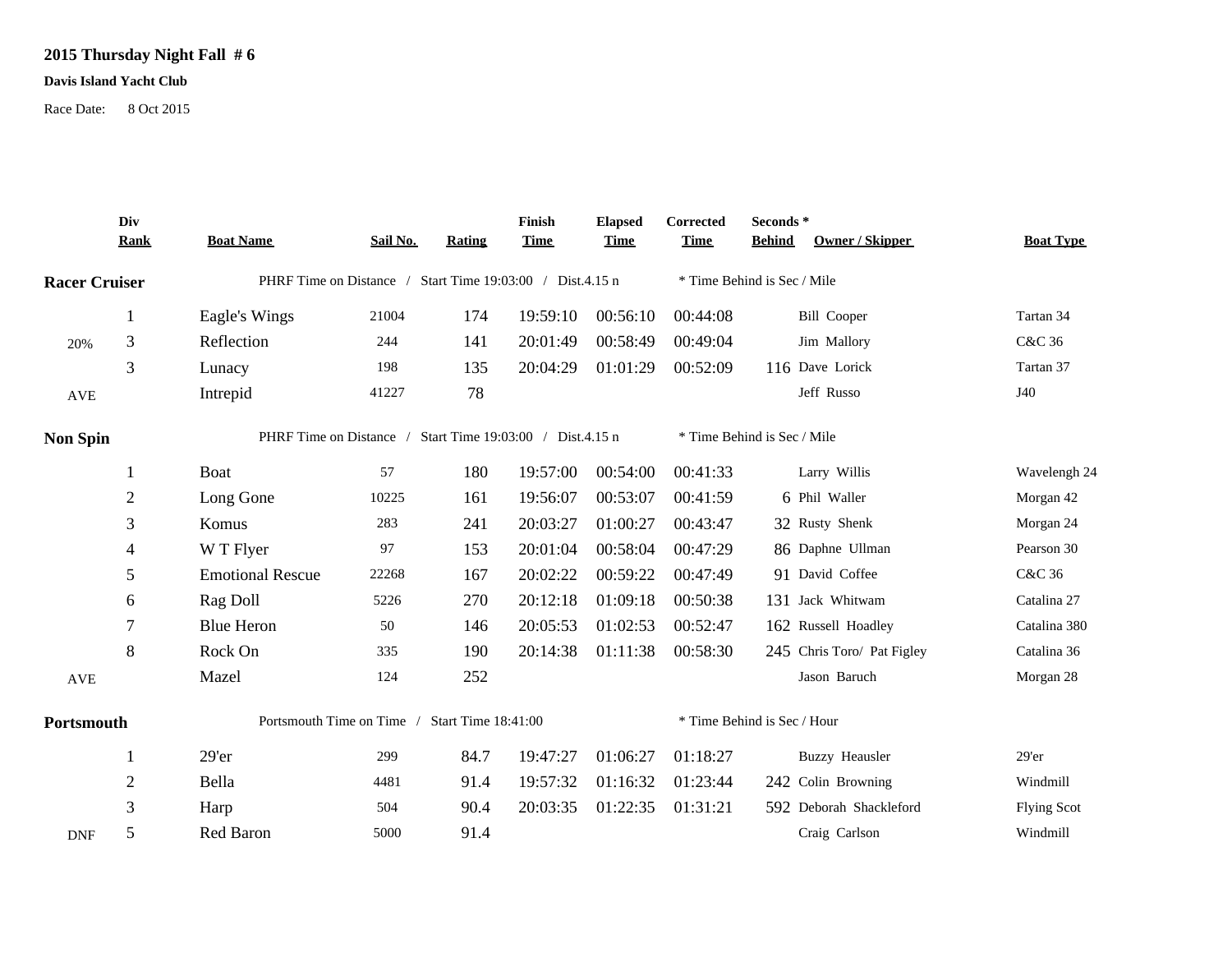**2015 Thursday Night Fall # 6**

**Davis Island Yacht Club**

Race Date: 8 Oct 2015

| | Div Rank | Boat Name | Sail No. | Rating | Finish Time | Elapsed Time | Corrected Time | Seconds * Behind | Owner / Skipper | Boat Type |
|---|---|---|---|---|---|---|---|---|---|---|
| **Racer Cruiser** | | PHRF Time on Distance / Start Time 19:03:00 / Dist.4.15 n | | | | | * Time Behind is Sec / Mile | | | |
| | 1 | Eagle's Wings | 21004 | 174 | 19:59:10 | 00:56:10 | 00:44:08 | | Bill Cooper | Tartan 34 |
| 20% | 3 | Reflection | 244 | 141 | 20:01:49 | 00:58:49 | 00:49:04 | | Jim Mallory | C&C 36 |
| | 3 | Lunacy | 198 | 135 | 20:04:29 | 01:01:29 | 00:52:09 | 116 | Dave Lorick | Tartan 37 |
| AVE | | Intrepid | 41227 | 78 | | | | | Jeff Russo | J40 |
| **Non Spin** | | PHRF Time on Distance / Start Time 19:03:00 / Dist.4.15 n | | | | | * Time Behind is Sec / Mile | | | |
| | 1 | Boat | 57 | 180 | 19:57:00 | 00:54:00 | 00:41:33 | | Larry Willis | Wavelengh 24 |
| | 2 | Long Gone | 10225 | 161 | 19:56:07 | 00:53:07 | 00:41:59 | 6 | Phil Waller | Morgan 42 |
| | 3 | Komus | 283 | 241 | 20:03:27 | 01:00:27 | 00:43:47 | 32 | Rusty Shenk | Morgan 24 |
| | 4 | W T Flyer | 97 | 153 | 20:01:04 | 00:58:04 | 00:47:29 | 86 | Daphne Ullman | Pearson 30 |
| | 5 | Emotional Rescue | 22268 | 167 | 20:02:22 | 00:59:22 | 00:47:49 | 91 | David Coffee | C&C 36 |
| | 6 | Rag Doll | 5226 | 270 | 20:12:18 | 01:09:18 | 00:50:38 | 131 | Jack Whitwam | Catalina 27 |
| | 7 | Blue Heron | 50 | 146 | 20:05:53 | 01:02:53 | 00:52:47 | 162 | Russell Hoadley | Catalina 380 |
| | 8 | Rock On | 335 | 190 | 20:14:38 | 01:11:38 | 00:58:30 | 245 | Chris Toro/ Pat Figley | Catalina 36 |
| AVE | | Mazel | 124 | 252 | | | | | Jason Baruch | Morgan 28 |
| **Portsmouth** | | Portsmouth Time on Time / Start Time 18:41:00 | | | | | * Time Behind is Sec / Hour | | | |
| | 1 | 29'er | 299 | 84.7 | 19:47:27 | 01:06:27 | 01:18:27 | | Buzzy Heausler | 29'er |
| | 2 | Bella | 4481 | 91.4 | 19:57:32 | 01:16:32 | 01:23:44 | 242 | Colin Browning | Windmill |
| | 3 | Harp | 504 | 90.4 | 20:03:35 | 01:22:35 | 01:31:21 | 592 | Deborah Shackleford | Flying Scot |
| DNF | 5 | Red Baron | 5000 | 91.4 | | | | | Craig Carlson | Windmill |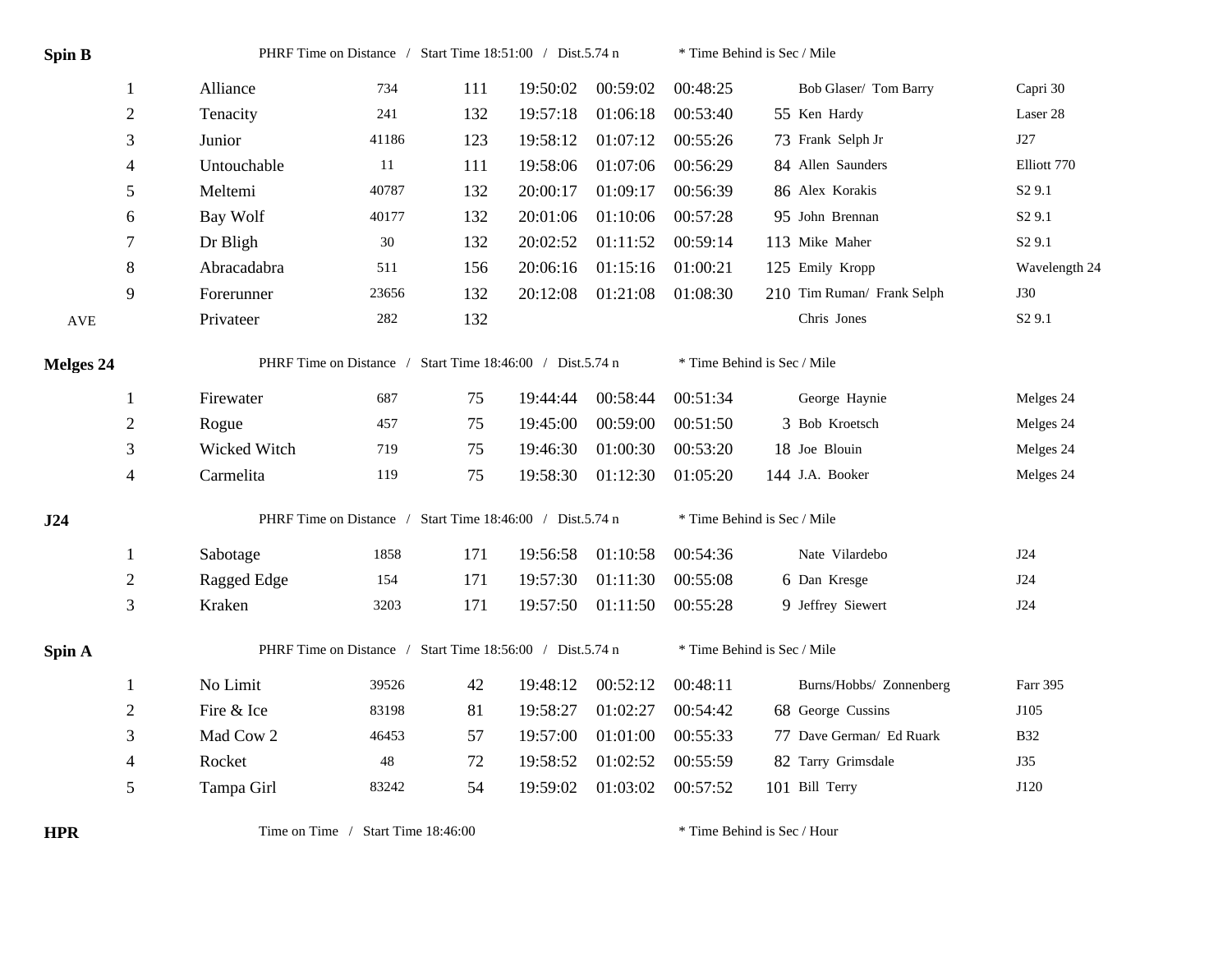**Spin B** PHRF Time on Distance / Start Time 18:51:00 / Dist.5.74 n * Time Behind is Sec / Mile

| | | | | | | | | | |
|---|---|---|---|---|---|---|---|---|---|
| 1 | Alliance | 734 | 111 | 19:50:02 | 00:59:02 | 00:48:25 | | Bob Glaser/ Tom Barry | Capri 30 |
| 2 | Tenacity | 241 | 132 | 19:57:18 | 01:06:18 | 00:53:40 | 55 | Ken Hardy | Laser 28 |
| 3 | Junior | 41186 | 123 | 19:58:12 | 01:07:12 | 00:55:26 | 73 | Frank Selph Jr | J27 |
| 4 | Untouchable | 11 | 111 | 19:58:06 | 01:07:06 | 00:56:29 | 84 | Allen Saunders | Elliott 770 |
| 5 | Meltemi | 40787 | 132 | 20:00:17 | 01:09:17 | 00:56:39 | 86 | Alex Korakis | S2 9.1 |
| 6 | Bay Wolf | 40177 | 132 | 20:01:06 | 01:10:06 | 00:57:28 | 95 | John Brennan | S2 9.1 |
| 7 | Dr Bligh | 30 | 132 | 20:02:52 | 01:11:52 | 00:59:14 | 113 | Mike Maher | S2 9.1 |
| 8 | Abracadabra | 511 | 156 | 20:06:16 | 01:15:16 | 01:00:21 | 125 | Emily Kropp | Wavelength 24 |
| 9 | Forerunner | 23656 | 132 | 20:12:08 | 01:21:08 | 01:08:30 | 210 | Tim Ruman/ Frank Selph | J30 |
| AVE | Privateer | 282 | 132 | | | | | Chris Jones | S2 9.1 |

**Melges 24** PHRF Time on Distance / Start Time 18:46:00 / Dist.5.74 n * Time Behind is Sec / Mile

| | | | | | | | | | |
|---|---|---|---|---|---|---|---|---|---|
| 1 | Firewater | 687 | 75 | 19:44:44 | 00:58:44 | 00:51:34 | | George Haynie | Melges 24 |
| 2 | Rogue | 457 | 75 | 19:45:00 | 00:59:00 | 00:51:50 | 3 | Bob Kroetsch | Melges 24 |
| 3 | Wicked Witch | 719 | 75 | 19:46:30 | 01:00:30 | 00:53:20 | 18 | Joe Blouin | Melges 24 |
| 4 | Carmelita | 119 | 75 | 19:58:30 | 01:12:30 | 01:05:20 | 144 | J.A. Booker | Melges 24 |

**J24** PHRF Time on Distance / Start Time 18:46:00 / Dist.5.74 n * Time Behind is Sec / Mile

| | | | | | | | | | |
|---|---|---|---|---|---|---|---|---|---|
| 1 | Sabotage | 1858 | 171 | 19:56:58 | 01:10:58 | 00:54:36 | | Nate Vilardebo | J24 |
| 2 | Ragged Edge | 154 | 171 | 19:57:30 | 01:11:30 | 00:55:08 | 6 | Dan Kresge | J24 |
| 3 | Kraken | 3203 | 171 | 19:57:50 | 01:11:50 | 00:55:28 | 9 | Jeffrey Siewert | J24 |

**Spin A** PHRF Time on Distance / Start Time 18:56:00 / Dist.5.74 n * Time Behind is Sec / Mile

| | | | | | | | | | |
|---|---|---|---|---|---|---|---|---|---|
| 1 | No Limit | 39526 | 42 | 19:48:12 | 00:52:12 | 00:48:11 | | Burns/Hobbs/ Zonnenberg | Farr 395 |
| 2 | Fire & Ice | 83198 | 81 | 19:58:27 | 01:02:27 | 00:54:42 | 68 | George Cussins | J105 |
| 3 | Mad Cow 2 | 46453 | 57 | 19:57:00 | 01:01:00 | 00:55:33 | 77 | Dave German/ Ed Ruark | B32 |
| 4 | Rocket | 48 | 72 | 19:58:52 | 01:02:52 | 00:55:59 | 82 | Tarry Grimsdale | J35 |
| 5 | Tampa Girl | 83242 | 54 | 19:59:02 | 01:03:02 | 00:57:52 | 101 | Bill Terry | J120 |

**HPR** Time on Time / Start Time 18:46:00 * Time Behind is Sec / Hour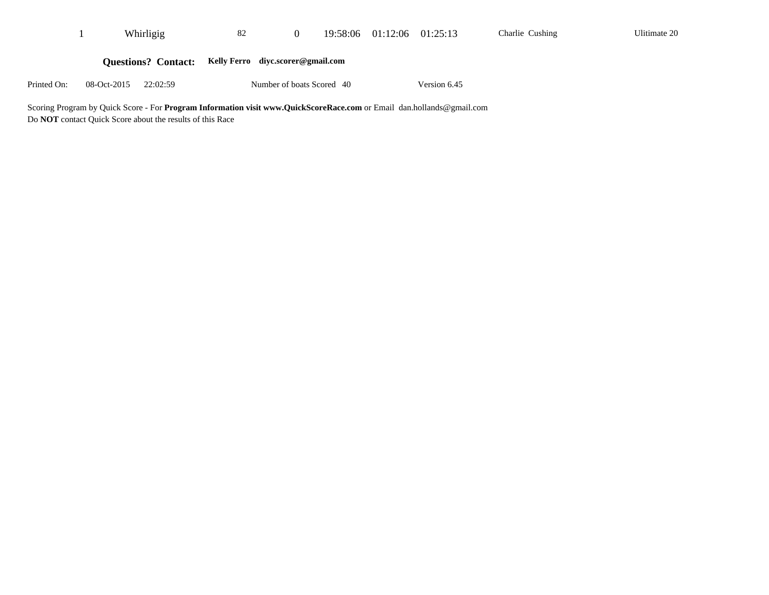| | | | | | | | | |
|---|---|---|---|---|---|---|---|---|
| 1 | Whirligig | 82 | 0 | 19:58:06 | 01:12:06 | 01:25:13 | Charlie Cushing | Ulitimate 20 |

**Questions? Contact:** **Kelly Ferro diyc.scorer@gmail.com**

Printed On: 08-Oct-2015 22:02:59 Number of boats Scored 40 Version 6.45

Scoring Program by Quick Score - For **Program Information visit www.QuickScoreRace.com** or Email dan.hollands@gmail.com
Do **NOT** contact Quick Score about the results of this Race